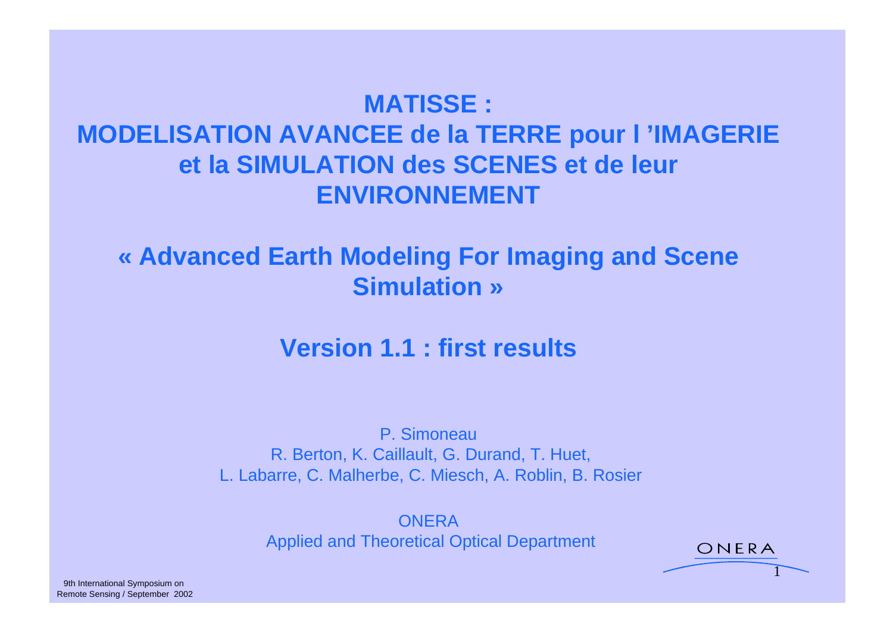# MATISSE : MODELISATION AVANCEE de la TERRE pour l ’IMAGERIE et la SIMULATION des SCENES et de leur ENVIRONNEMENT

## « Advanced Earth Modeling For Imaging and Scene Simulation »

## Version 1.1 : first results

P. Simoneau
R. Berton, K. Caillault, G. Durand, T. Huet,
L. Labarre, C. Malherbe, C. Miesch, A. Roblin, B. Rosier

ONERA
Applied and Theoretical Optical Department

9th International Symposium on Remote Sensing / September 2002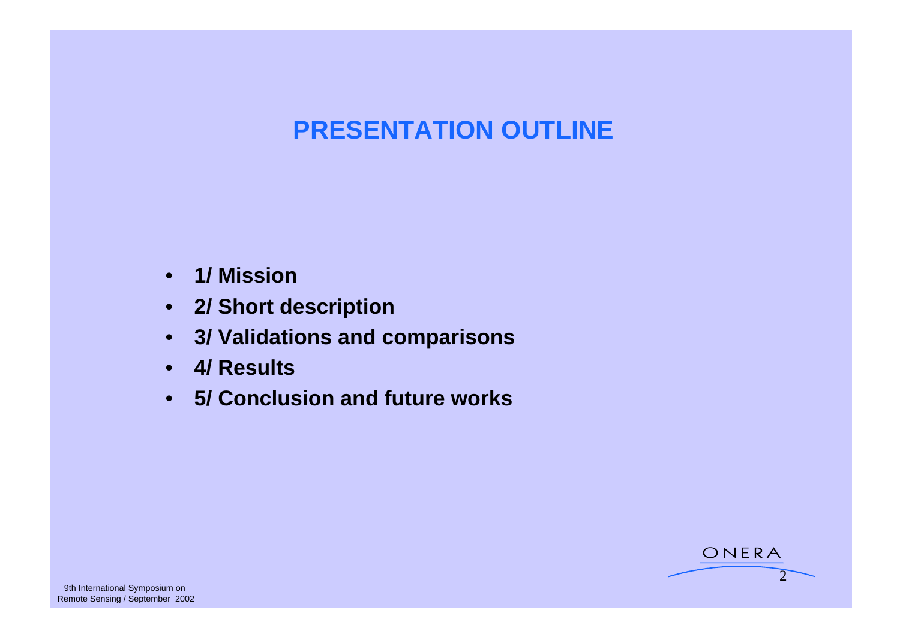# PRESENTATION OUTLINE

- **1/ Mission**
- **2/ Short description**
- **3/ Validations and comparisons**
- **4/ Results**
- **5/ Conclusion and future works**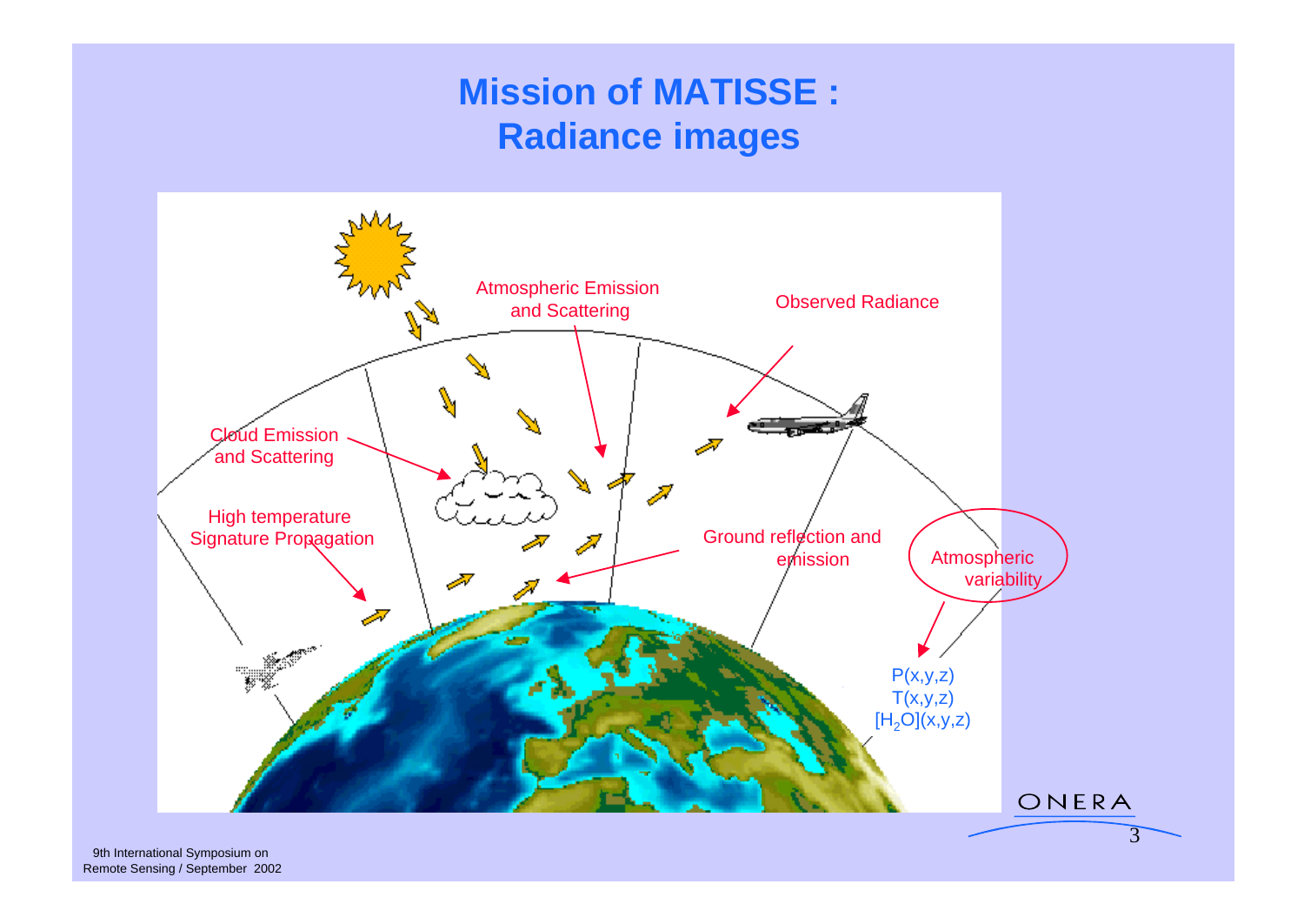# Mission of MATISSE : Radiance images

Atmospheric Emission and Scattering

Observed Radiance

Cloud Emission and Scattering

High temperature Signature Propagation

Ground reflection and emission

Atmospheric variability

$P(x,y,z)$
$T(x,y,z)$
$[H_2O](x,y,z)$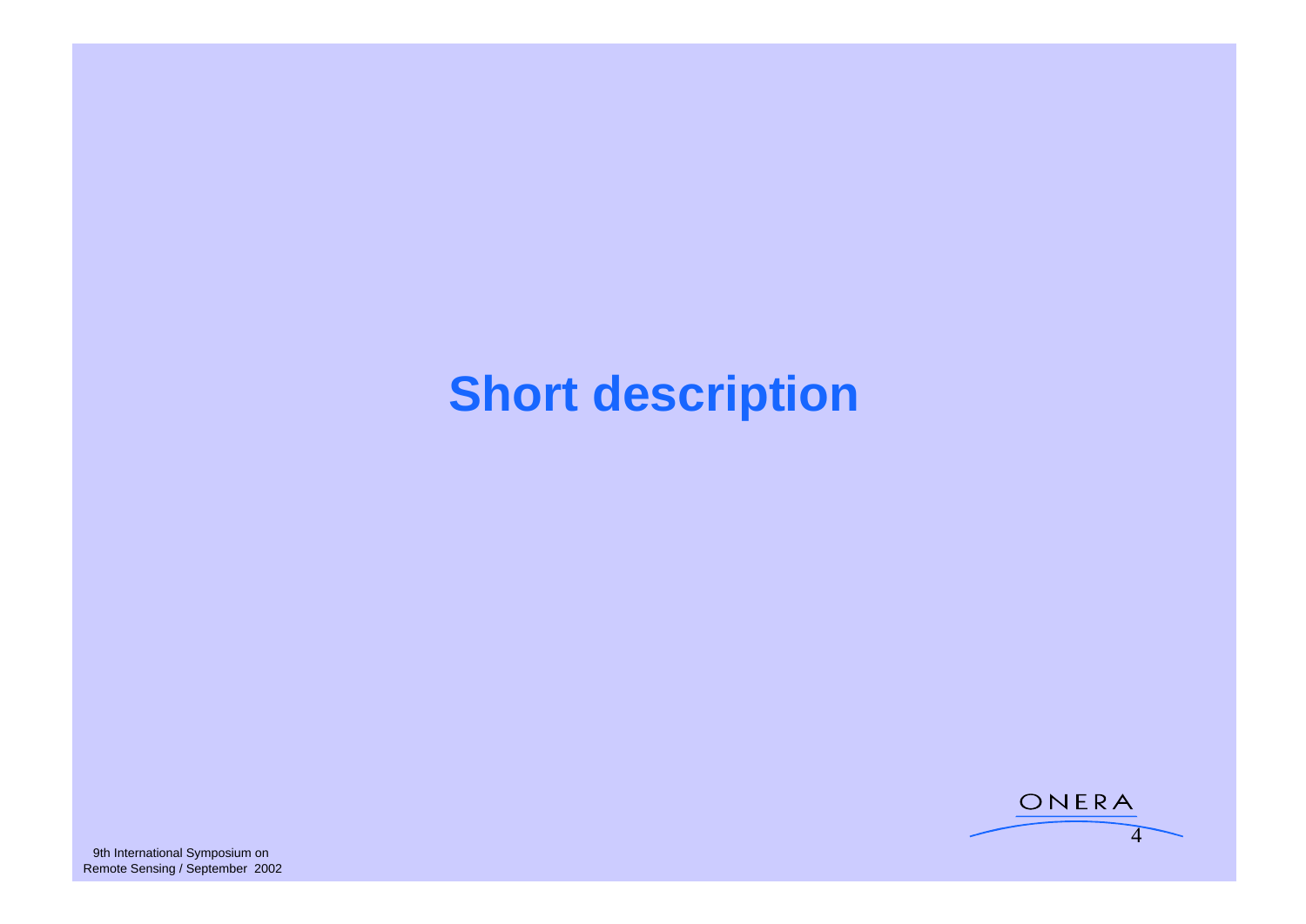# Short description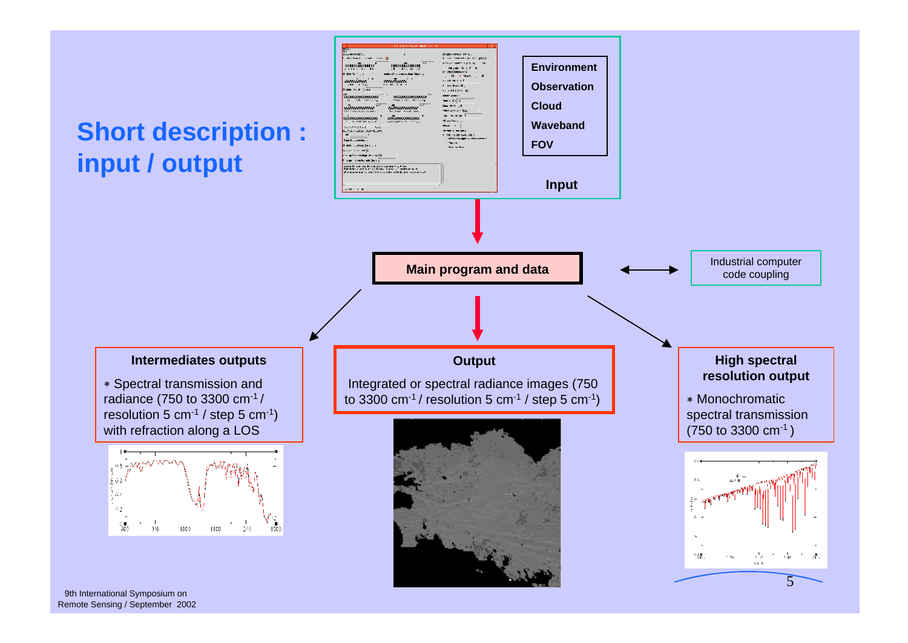# Short description : input / output

**Input**

- Environment
- Observation
- Cloud
- Waveband
- FOV

**Main program and data** ⟷ Industrial computer code coupling

### Intermediates outputs

∗ Spectral transmission and radiance (750 to 3300 $cm^{-1}$ / resolution 5 $cm^{-1}$ / step 5 $cm^{-1}$) with refraction along a LOS

### Output

Integrated or spectral radiance images (750 to 3300 $cm^{-1}$ / resolution 5 $cm^{-1}$ / step 5 $cm^{-1}$)

### High spectral resolution output

∗ Monochromatic spectral transmission (750 to 3300 $cm^{-1}$ )

9th International Symposium on Remote Sensing / September 2002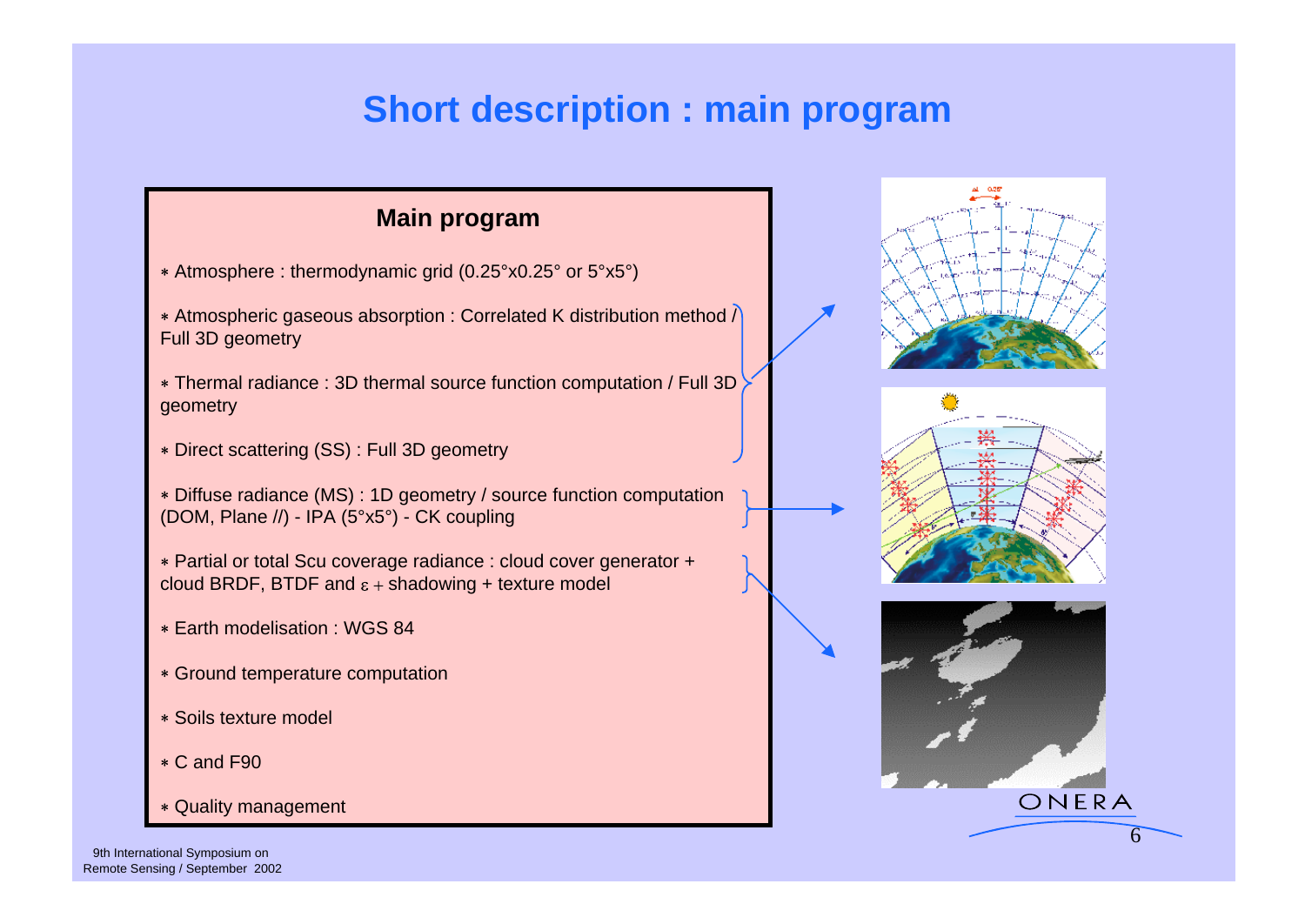# Short description : main program

## Main program

- Atmosphere : thermodynamic grid (0.25°x0.25° or 5°x5°)
- Atmospheric gaseous absorption : Correlated K distribution method / Full 3D geometry
- Thermal radiance : 3D thermal source function computation / Full 3D geometry
- Direct scattering (SS) : Full 3D geometry
- Diffuse radiance (MS) : 1D geometry / source function computation (DOM, Plane //) - IPA (5°x5°) - CK coupling
- Partial or total Scu coverage radiance : cloud cover generator + cloud BRDF, BTDF and $\varepsilon$ + shadowing + texture model
- Earth modelisation : WGS 84
- Ground temperature computation
- Soils texture model
- C and F90
- Quality management

9th International Symposium on Remote Sensing / September 2002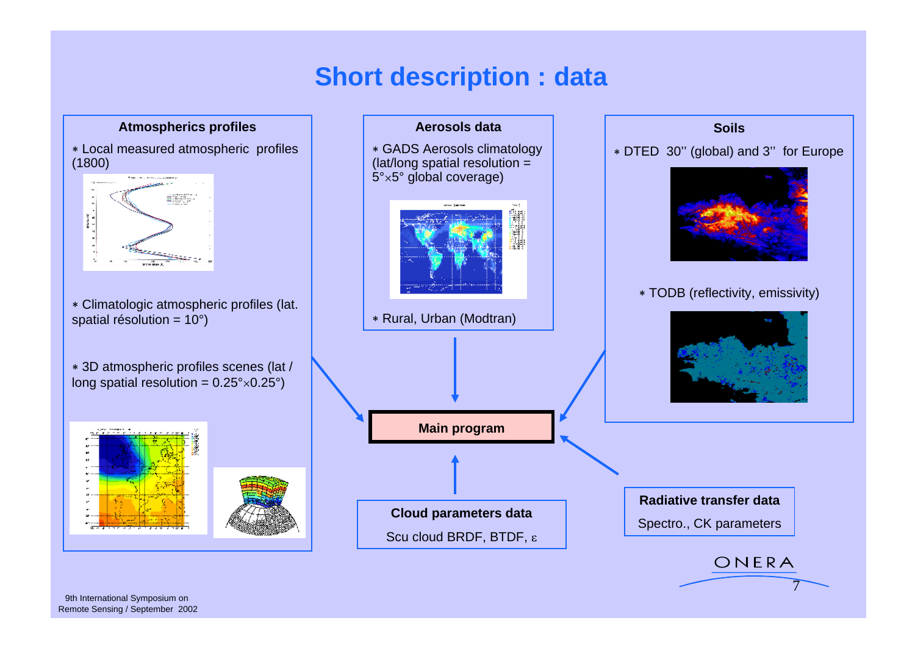# Short description : data

### Atmospherics profiles

* Local measured atmospheric profiles (1800)
* Climatologic atmospheric profiles (lat. spatial résolution = 10°)
* 3D atmospheric profiles scenes (lat / long spatial resolution = 0.25°×0.25°)

### Aerosols data

* GADS Aerosols climatology (lat/long spatial resolution = 5°×5° global coverage)
* Rural, Urban (Modtran)

### Soils

* DTED 30'' (global) and 3'' for Europe
* TODB (reflectivity, emissivity)

### Main program

### Cloud parameters data

Scu cloud BRDF, BTDF, $\varepsilon$

### Radiative transfer data

Spectro., CK parameters

9th International Symposium on Remote Sensing / September 2002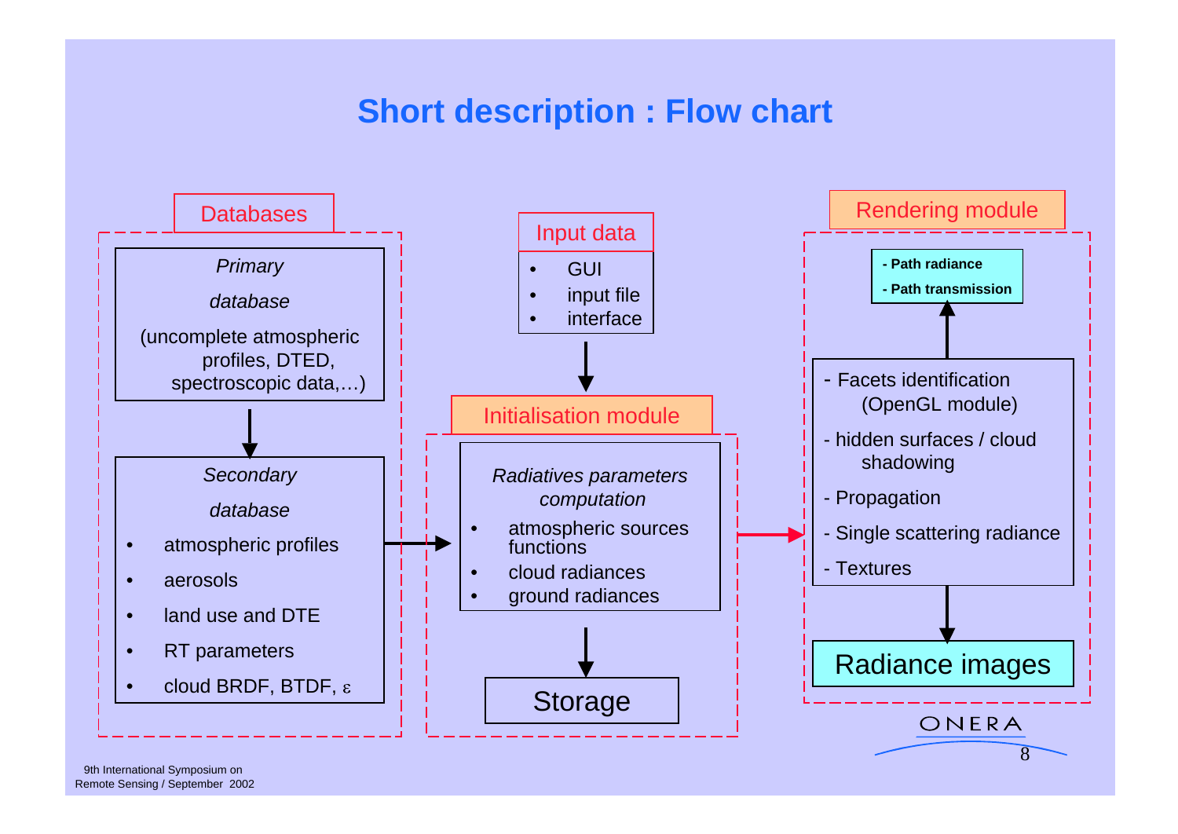# Short description : Flow chart

## Databases

*Primary database*

(uncomplete atmospheric profiles, DTED, spectroscopic data,…)

*Secondary database*

- atmospheric profiles
- aerosols
- land use and DTE
- RT parameters
- cloud BRDF, BTDF, $\varepsilon$

## Input data

- GUI
- input file
- interface

## Initialisation module

*Radiatives parameters computation*

- atmospheric sources functions
- cloud radiances
- ground radiances

Storage

## Rendering module

- Facets identification (OpenGL module)
- hidden surfaces / cloud shadowing
- Propagation
- Single scattering radiance
- Textures

**- Path radiance**

**- Path transmission**

Radiance images

ONERA

9th International Symposium on Remote Sensing / September 2002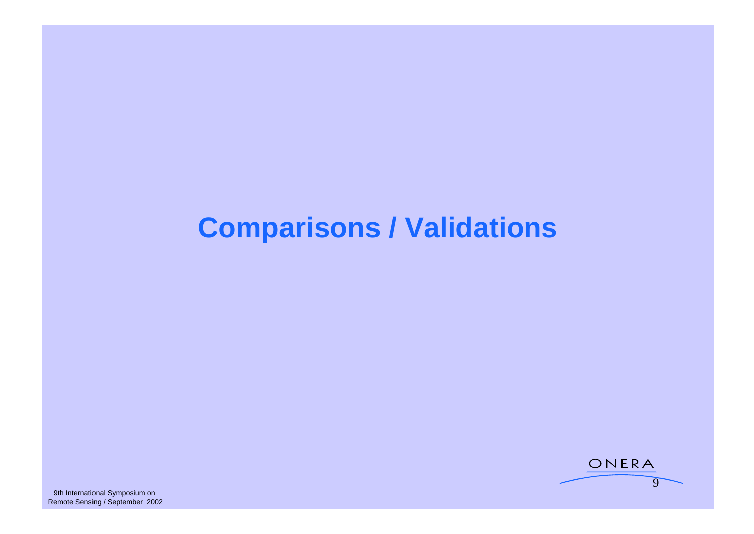# Comparisons / Validations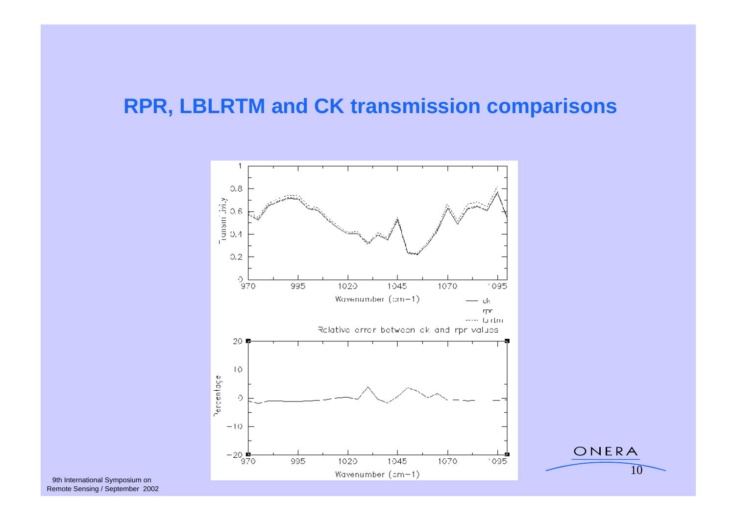# RPR, LBLRTM and CK transmission comparisons

Relative error between ck and rpr values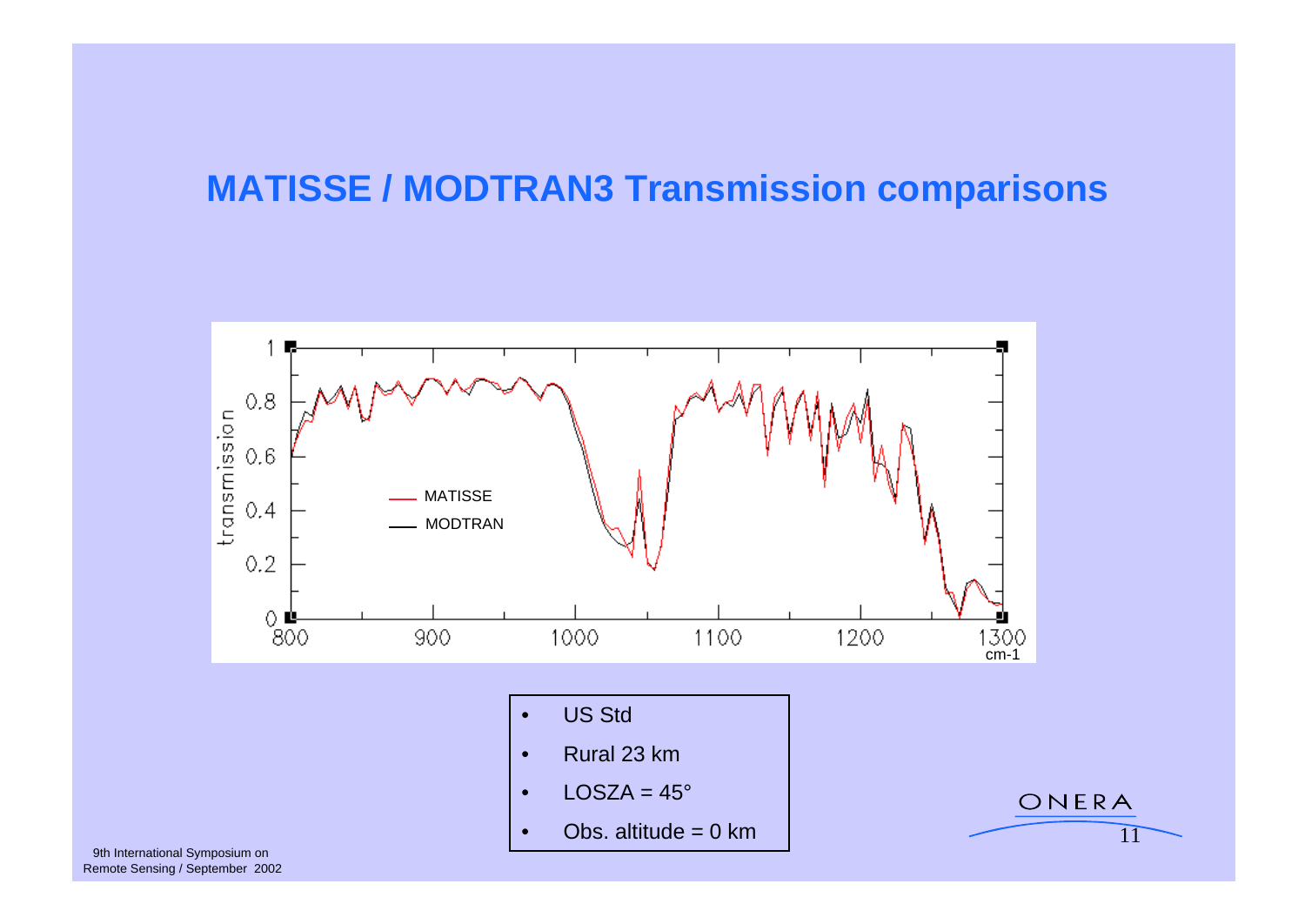# MATISSE / MODTRAN3 Transmission comparisons

- US Std
- Rural 23 km
- LOSZA = 45°
- Obs. altitude = 0 km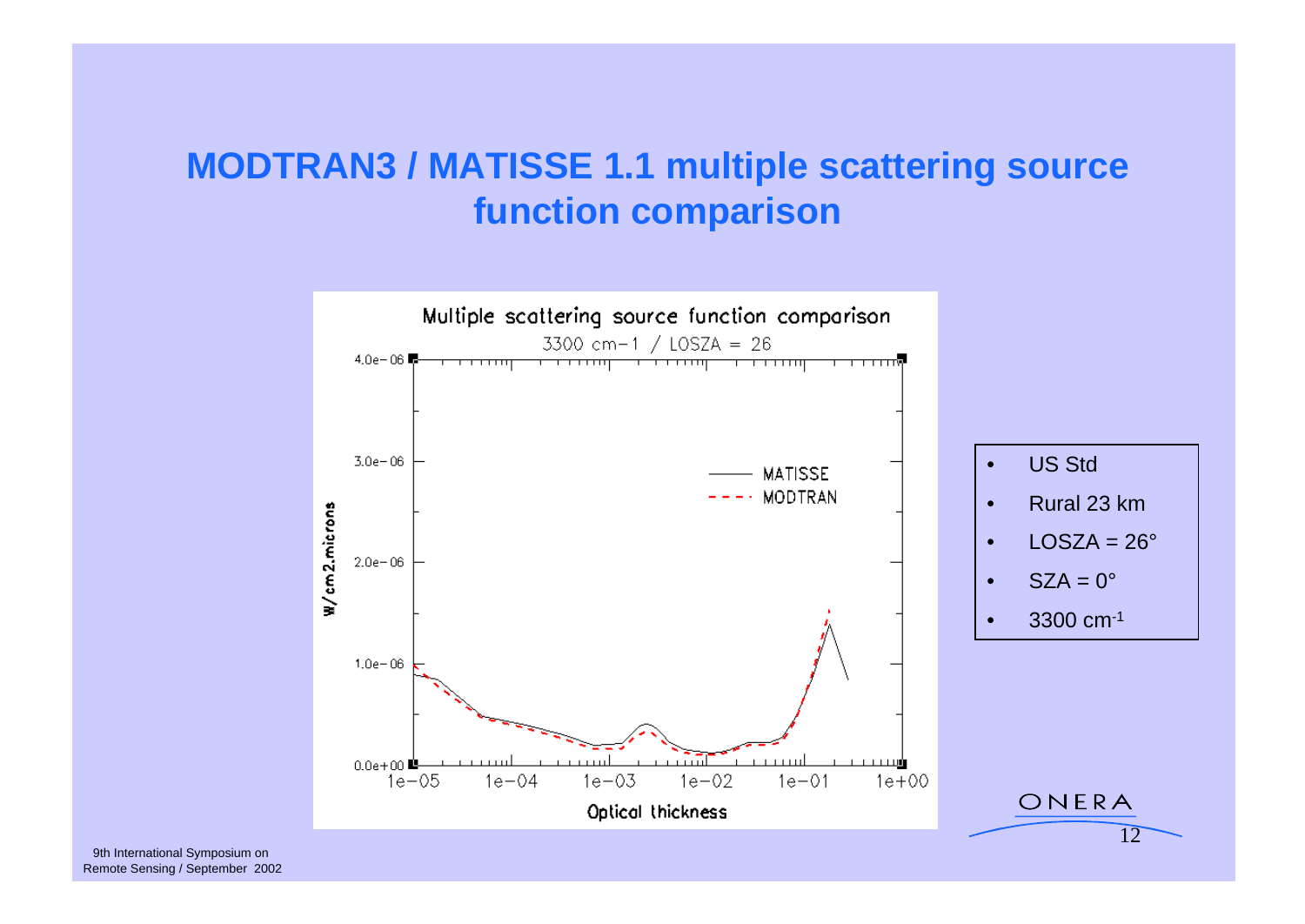# MODTRAN3 / MATISSE 1.1 multiple scattering source function comparison

- US Std
- Rural 23 km
- LOSZA = 26°
- SZA = 0°
- 3300 $cm^{-1}$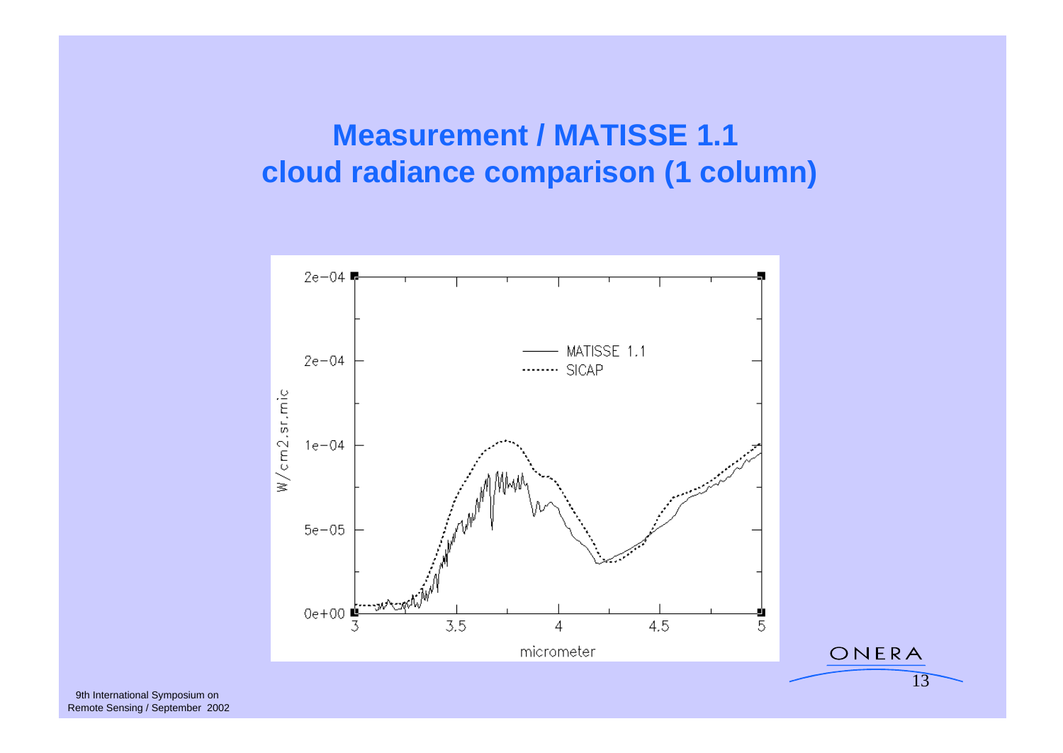# Measurement / MATISSE 1.1 cloud radiance comparison (1 column)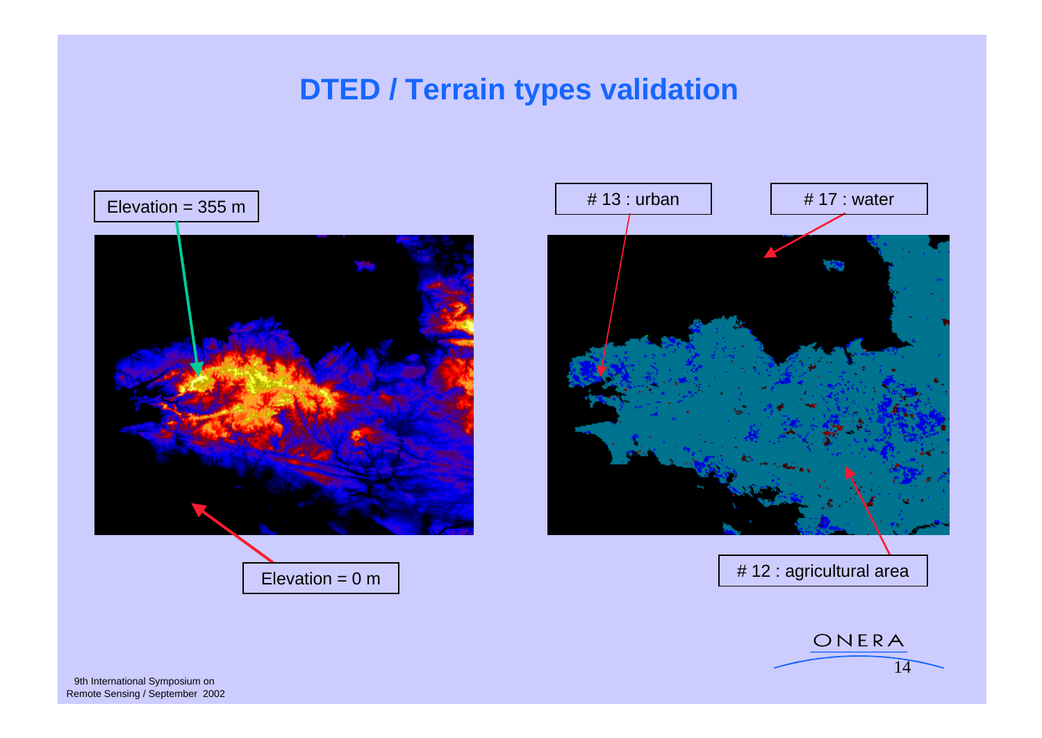# DTED / Terrain types validation

Elevation = 355 m

Elevation = 0 m

# 13 : urban

# 17 : water

# 12 : agricultural area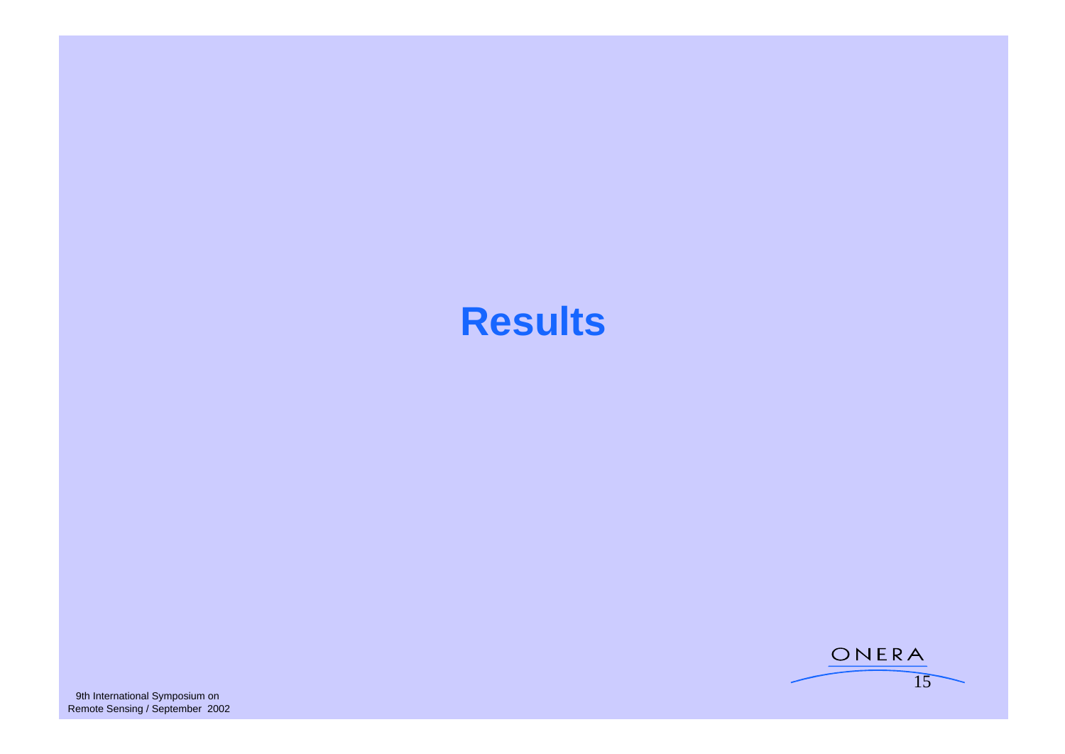# Results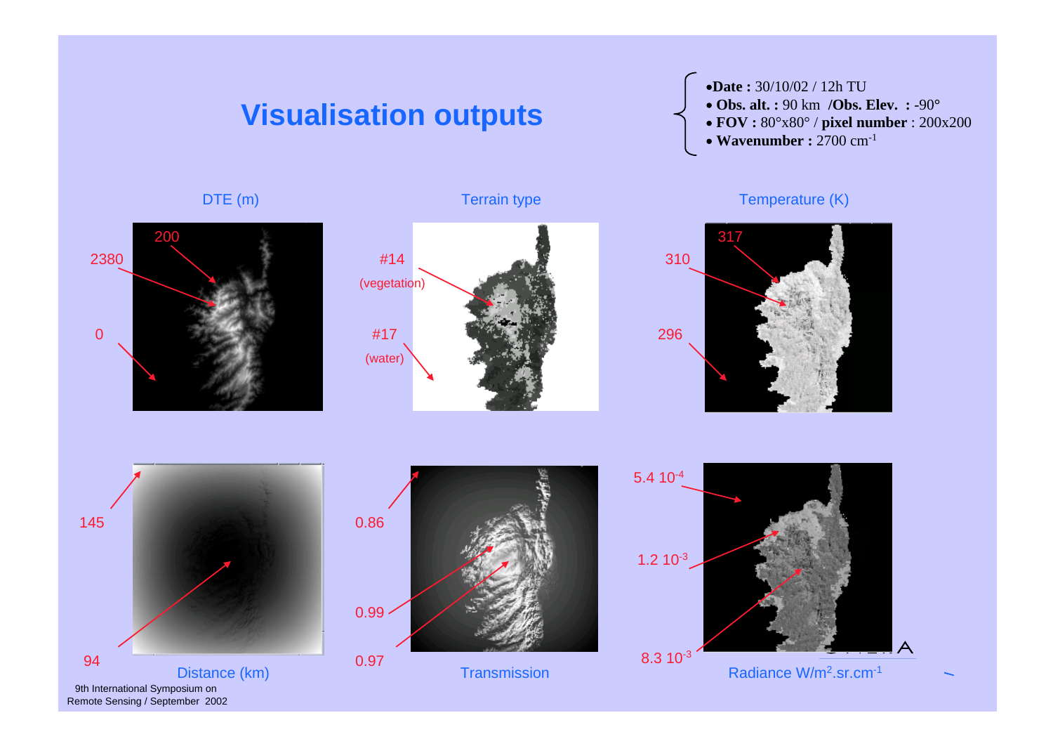# Visualisation outputs

- **Date :** 30/10/02 / 12h TU
- **Obs. alt. :** 90 km **/Obs. Elev. :** -90°
- **FOV :** 80°x80° / **pixel number** : 200x200
- **Wavenumber :** 2700 $cm^{-1}$

DTE (m)

200

2380

0

Terrain type

#14 (vegetation)

#17 (water)

Temperature (K)

317

310

296

145

94

Distance (km)

0.86

0.99

0.97

Transmission

$5.4\ 10^{-4}$

$1.2\ 10^{-3}$

$8.3\ 10^{-3}$

Radiance $W/m^2.sr.cm^{-1}$

9th International Symposium on Remote Sensing / September 2002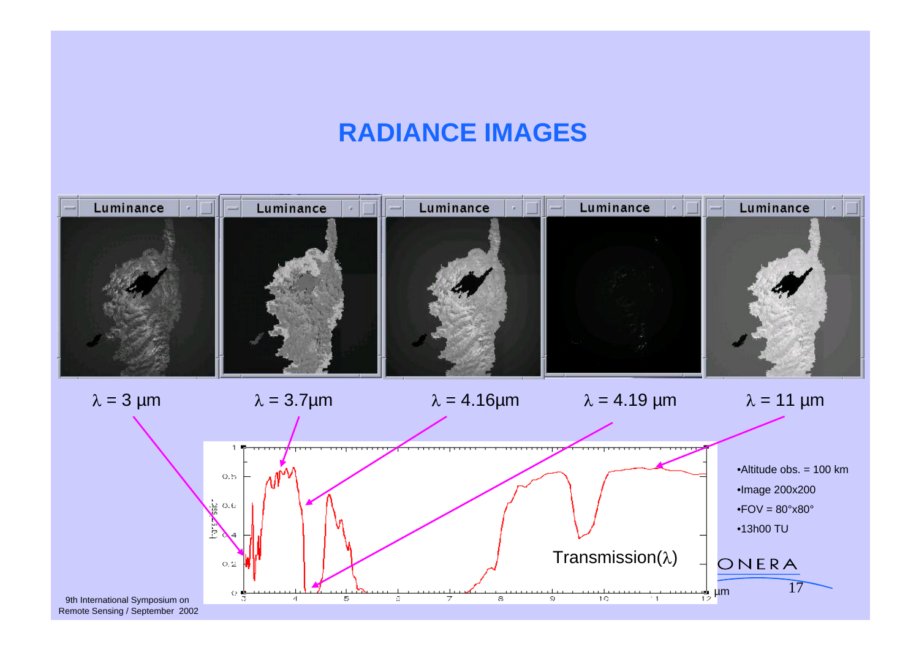# RADIANCE IMAGES

Luminance | Luminance | Luminance | Luminance | Luminance

$\lambda = 3$ µm

$\lambda = 3.7$µm

$\lambda = 4.16$µm

$\lambda = 4.19$ µm

$\lambda = 11$ µm

Transmission($\lambda$)

µm

- Altitude obs. = 100 km
- Image 200x200
- FOV = 80°x80°
- 13h00 TU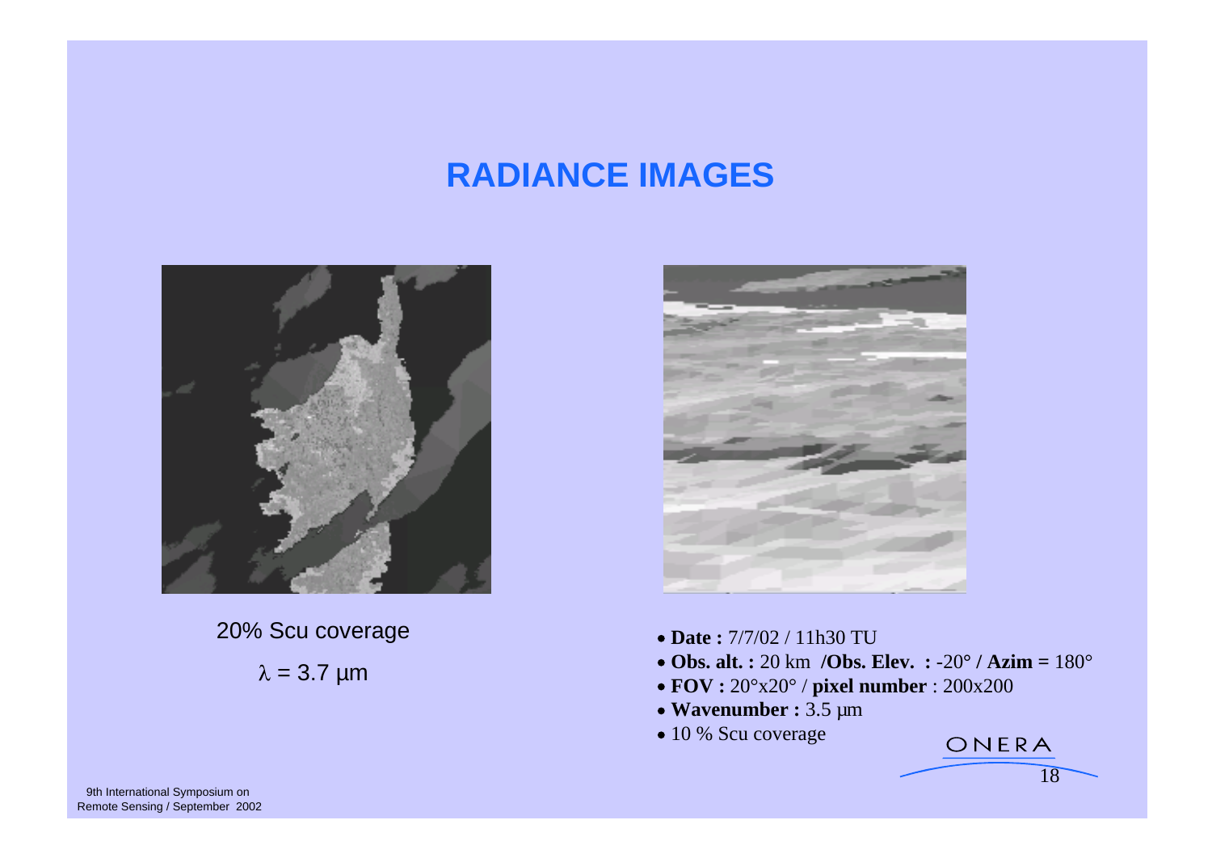# RADIANCE IMAGES

20% Scu coverage

$\lambda$ = 3.7 µm

- **Date :** 7/7/02 / 11h30 TU
- **Obs. alt. :** 20 km **/Obs. Elev. :** -20° **/ Azim =** 180°
- **FOV :** 20°x20° / **pixel number** : 200x200
- **Wavenumber :** 3.5 µm
- 10 % Scu coverage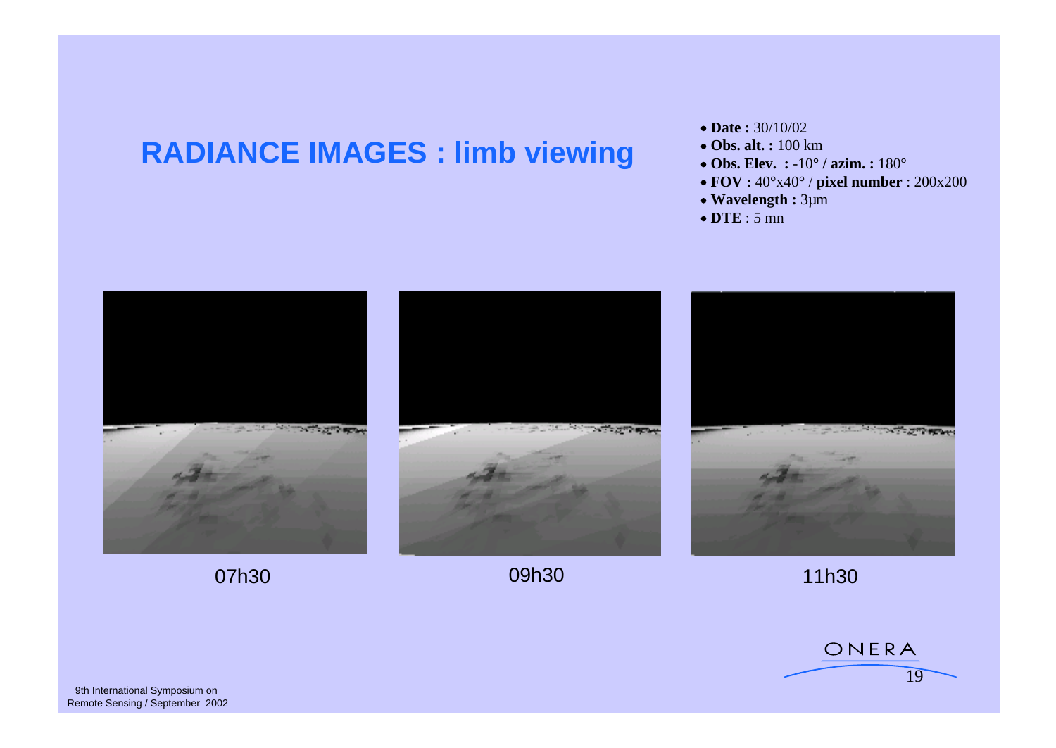# RADIANCE IMAGES : limb viewing

- **Date :** 30/10/02
- **Obs. alt. :** 100 km
- **Obs. Elev. :** -10° / **azim. :** 180°
- **FOV :** 40°x40° / **pixel number** : 200x200
- **Wavelength :** 3µm
- **DTE** : 5 mn

07h30

09h30

11h30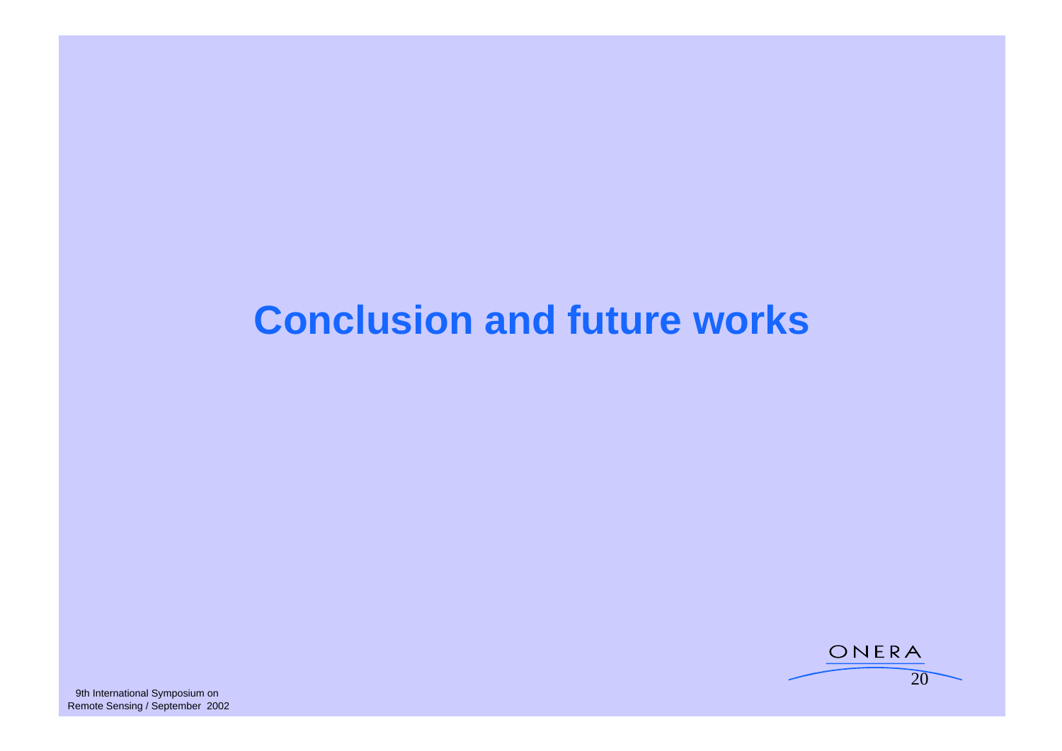# Conclusion and future works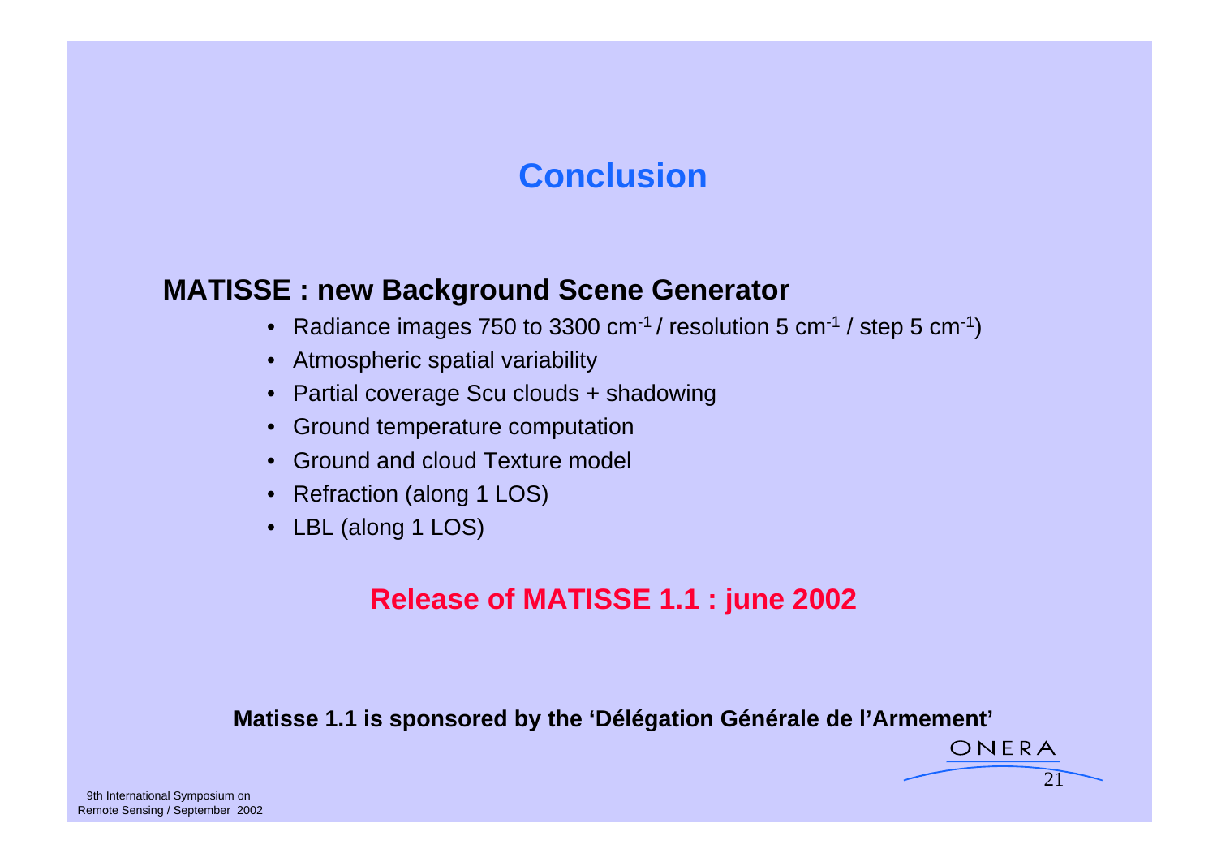# Conclusion

## MATISSE : new Background Scene Generator

- Radiance images 750 to 3300 $cm^{-1}$ / resolution 5 $cm^{-1}$ / step 5 $cm^{-1}$)
- Atmospheric spatial variability
- Partial coverage Scu clouds + shadowing
- Ground temperature computation
- Ground and cloud Texture model
- Refraction (along 1 LOS)
- LBL (along 1 LOS)

**Release of MATISSE 1.1 : june 2002**

**Matisse 1.1 is sponsored by the 'Délégation Générale de l'Armement'**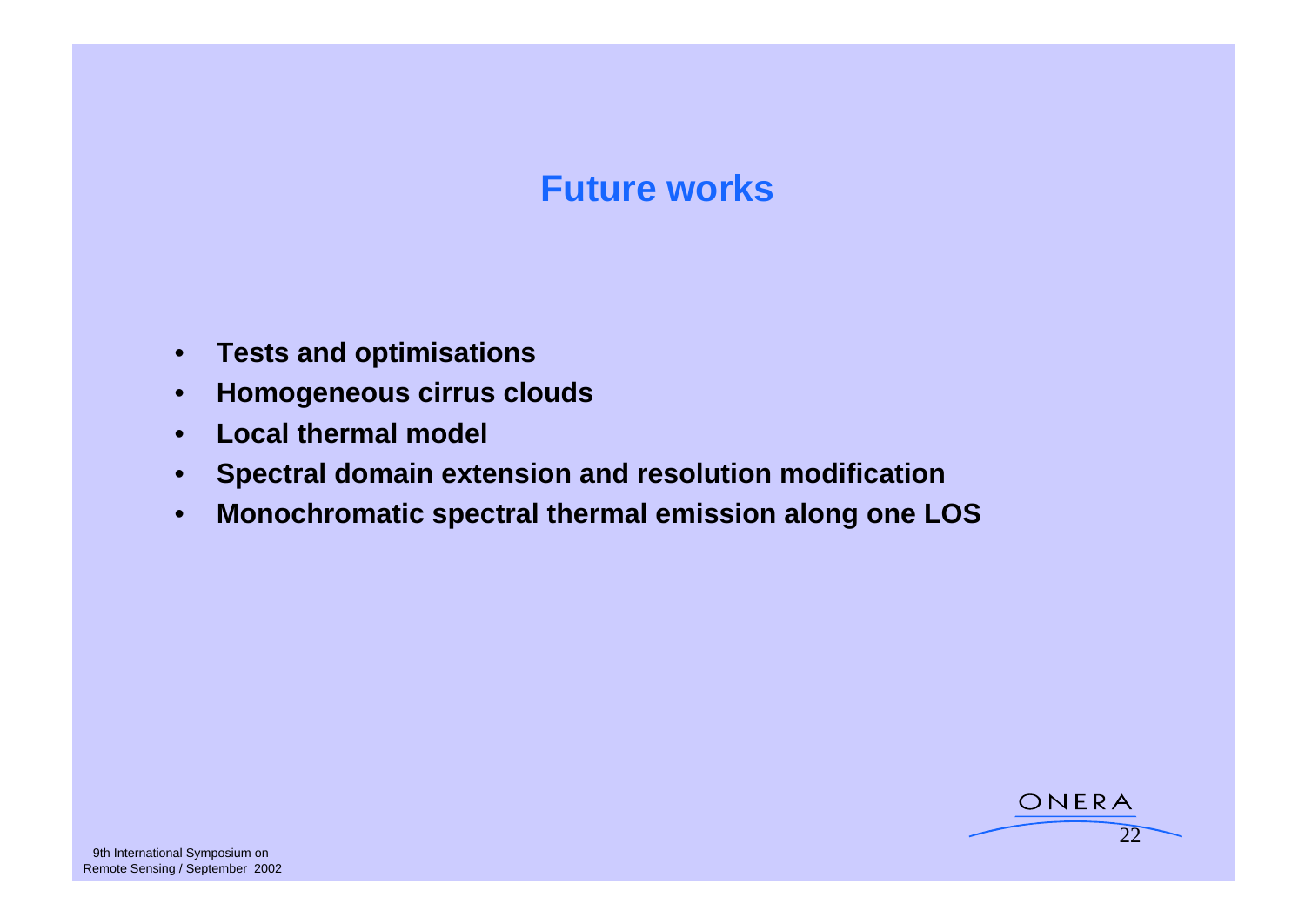# Future works

- **Tests and optimisations**
- **Homogeneous cirrus clouds**
- **Local thermal model**
- **Spectral domain extension and resolution modification**
- **Monochromatic spectral thermal emission along one LOS**